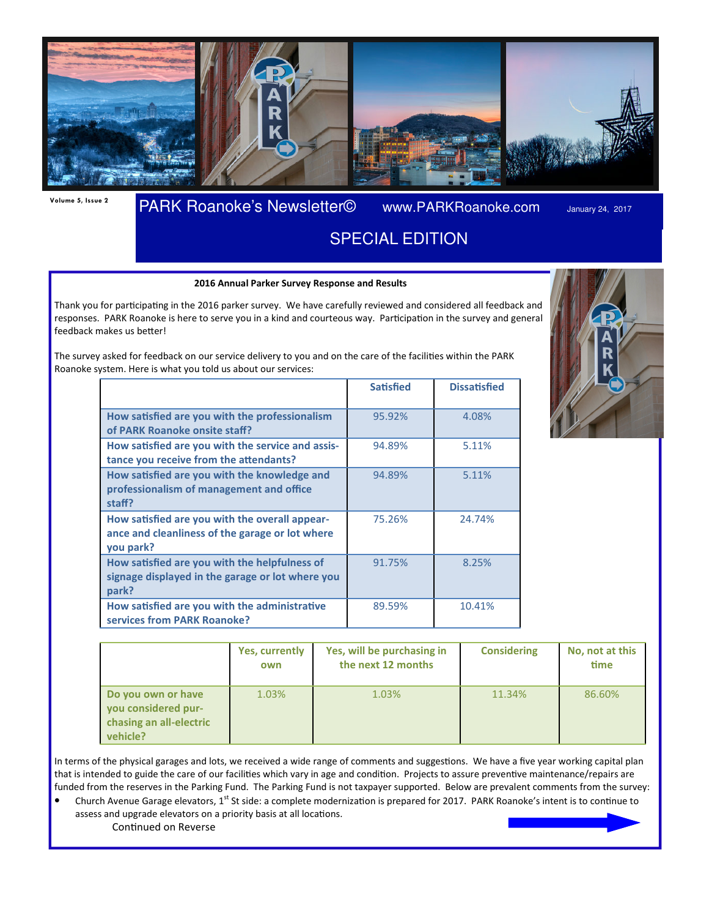Volume 5, Issue 2

# PARK Roanoke's Newsletter©

www.PARKRoanoke.com

January 24, 2017

## SPECIAL EDITION

**2016 Annual Parker Survey Response and Results**

Thank you for participating in the 2016 parker survey. We have carefully reviewed and considered all feedback and responses. PARK Roanoke is here to serve you in a kind and courteous way. Participation in the survey and general feedback makes us better!

The survey asked for feedback on our service delivery to you and on the care of the facilities within the PARK Roanoke system. Here is what you told us about our services:

| | Satisfied | Dissatisfied |
|---|---|---|
| **How satisfied are you with the professionalism of PARK Roanoke onsite staff?** | 95.92% | 4.08% |
| **How satisfied are you with the service and assistance you receive from the attendants?** | 94.89% | 5.11% |
| **How satisfied are you with the knowledge and professionalism of management and office staff?** | 94.89% | 5.11% |
| **How satisfied are you with the overall appearance and cleanliness of the garage or lot where you park?** | 75.26% | 24.74% |
| **How satisfied are you with the helpfulness of signage displayed in the garage or lot where you park?** | 91.75% | 8.25% |
| **How satisfied are you with the administrative services from PARK Roanoke?** | 89.59% | 10.41% |

| | Yes, currently own | Yes, will be purchasing in the next 12 months | Considering | No, not at this time |
|---|---|---|---|---|
| **Do you own or have you considered purchasing an all-electric vehicle?** | 1.03% | 1.03% | 11.34% | 86.60% |

In terms of the physical garages and lots, we received a wide range of comments and suggestions. We have a five year working capital plan that is intended to guide the care of our facilities which vary in age and condition. Projects to assure preventive maintenance/repairs are funded from the reserves in the Parking Fund. The Parking Fund is not taxpayer supported. Below are prevalent comments from the survey:

- Church Avenue Garage elevators, 1st St side: a complete modernization is prepared for 2017. PARK Roanoke's intent is to continue to assess and upgrade elevators on a priority basis at all locations.

Continued on Reverse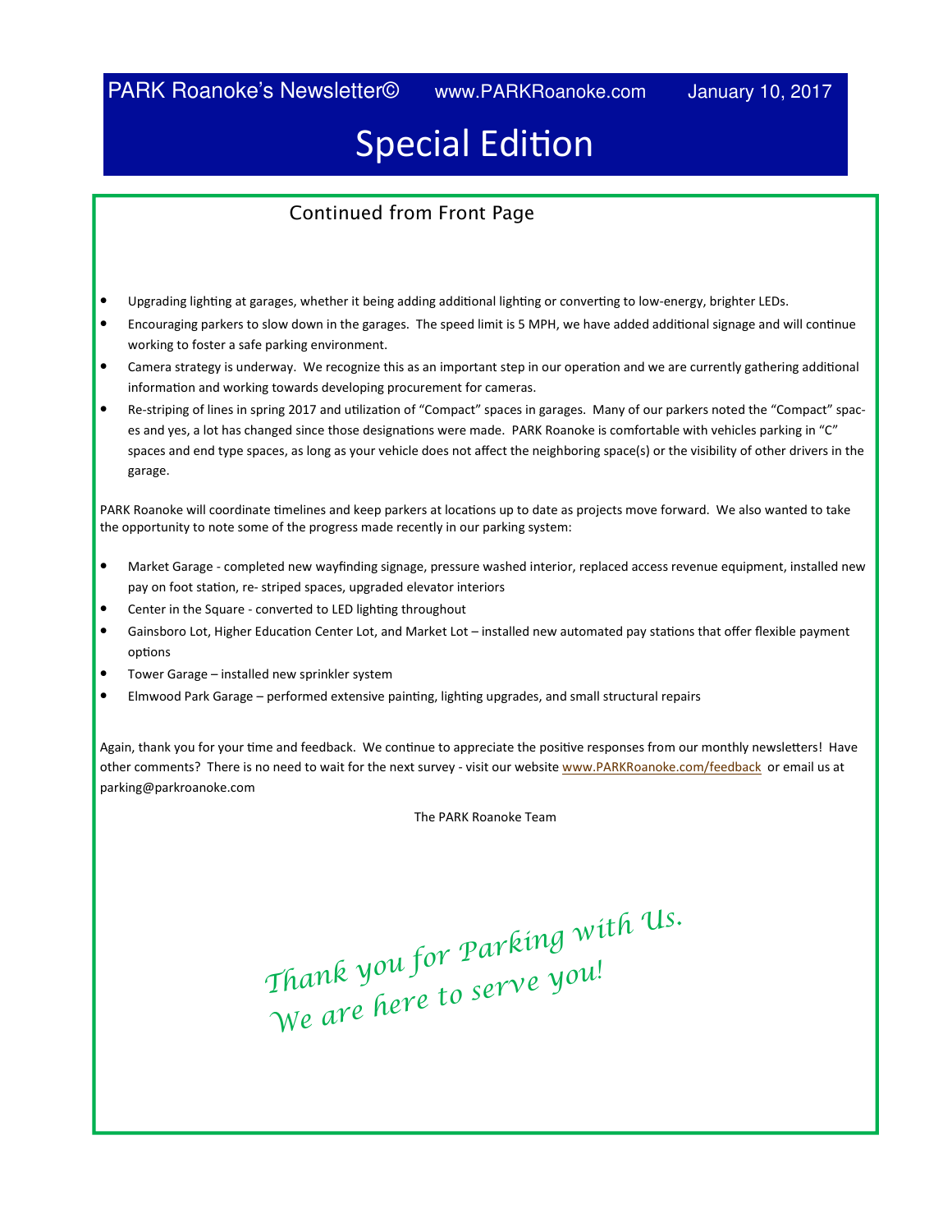PARK Roanoke's Newsletter© www.PARKRoanoke.com January 10, 2017

# Special Edition

Continued from Front Page

- Upgrading lighting at garages, whether it being adding additional lighting or converting to low-energy, brighter LEDs.
- Encouraging parkers to slow down in the garages. The speed limit is 5 MPH, we have added additional signage and will continue working to foster a safe parking environment.
- Camera strategy is underway. We recognize this as an important step in our operation and we are currently gathering additional information and working towards developing procurement for cameras.
- Re-striping of lines in spring 2017 and utilization of "Compact" spaces in garages. Many of our parkers noted the "Compact" spaces and yes, a lot has changed since those designations were made. PARK Roanoke is comfortable with vehicles parking in "C" spaces and end type spaces, as long as your vehicle does not affect the neighboring space(s) or the visibility of other drivers in the garage.

PARK Roanoke will coordinate timelines and keep parkers at locations up to date as projects move forward. We also wanted to take the opportunity to note some of the progress made recently in our parking system:

- Market Garage - completed new wayfinding signage, pressure washed interior, replaced access revenue equipment, installed new pay on foot station, re- striped spaces, upgraded elevator interiors
- Center in the Square - converted to LED lighting throughout
- Gainsboro Lot, Higher Education Center Lot, and Market Lot – installed new automated pay stations that offer flexible payment options
- Tower Garage – installed new sprinkler system
- Elmwood Park Garage – performed extensive painting, lighting upgrades, and small structural repairs

Again, thank you for your time and feedback. We continue to appreciate the positive responses from our monthly newsletters! Have other comments? There is no need to wait for the next survey - visit our website www.PARKRoanoke.com/feedback or email us at parking@parkroanoke.com

The PARK Roanoke Team

*Thank you for Parking with Us.*
*We are here to serve you!*